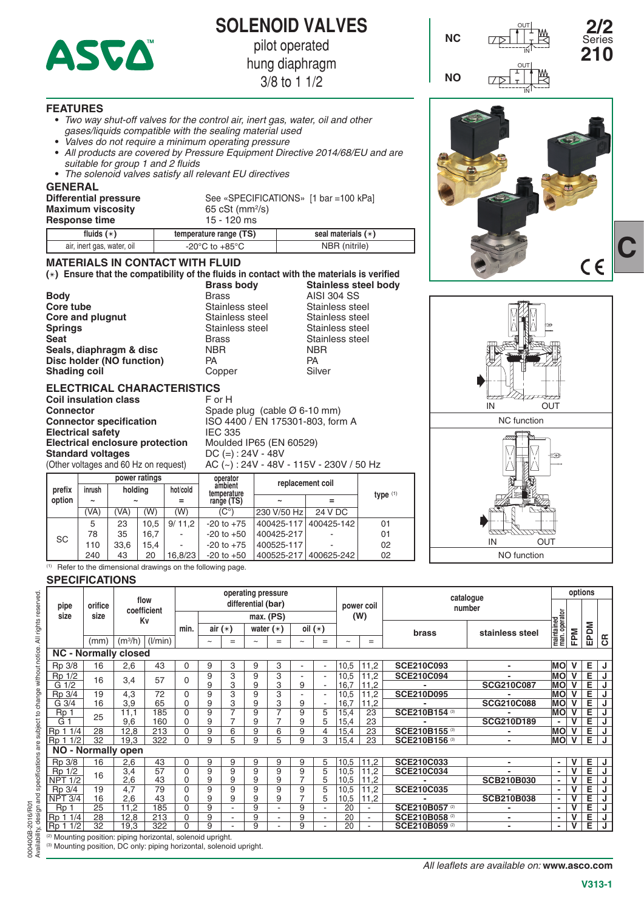# SOLENOID VALVES

pilot operated
hung diaphragm
3/8 to 1 1/2

**2/2**
Series
**210**

NC

NO

## FEATURES

- *Two way shut-off valves for the control air, inert gas, water, oil and other gases/liquids compatible with the sealing material used*
- *Valves do not require a minimum operating pressure*
- *All products are covered by Pressure Equipment Directive 2014/68/EU and are suitable for group 1 and 2 fluids*
- *The solenoid valves satisfy all relevant EU directives*

## GENERAL

**Differential pressure** See «SPECIFICATIONS» [1 bar =100 kPa]
**Maximum viscosity** 65 cSt (mm²/s)
**Response time** 15 - 120 ms

| fluids (∗) | temperature range (TS) | seal materials (∗) |
|---|---|---|
| air, inert gas, water, oil | -20°C to +85°C | NBR (nitrile) |

## MATERIALS IN CONTACT WITH FLUID

**(∗) Ensure that the compatibility of the fluids in contact with the materials is verified**

| | Brass body | Stainless steel body |
|---|---|---|
| **Body** | Brass | AISI 304 SS |
| **Core tube** | Stainless steel | Stainless steel |
| **Core and plugnut** | Stainless steel | Stainless steel |
| **Springs** | Stainless steel | Stainless steel |
| **Seat** | Brass | Stainless steel |
| **Seals, diaphragm & disc** | NBR | NBR |
| **Disc holder (NO function)** | PA | PA |
| **Shading coil** | Copper | Silver |

## ELECTRICAL CHARACTERISTICS

**Coil insulation class** F or H
**Connector** Spade plug (cable Ø 6-10 mm)
**Connector specification** ISO 4400 / EN 175301-803, form A
**Electrical safety** IEC 335
**Electrical enclosure protection** Moulded IP65 (EN 60529)
**Standard voltages** DC (=) : 24V - 48V
(Other voltages and 60 Hz on request) AC (~) : 24V - 48V - 115V - 230V / 50 Hz

| prefix option | power ratings | | | | operator ambient temperature range (TS) | replacement coil | | type (1) |
|---|---|---|---|---|---|---|---|---|
| | inrush ~ | holding ~ | | hot/cold = | | ~ | = | |
| | (VA) | (VA) | (W) | (W) | (C°) | 230 V/50 Hz | 24 V DC | |
| SC | 5 | 23 | 10,5 | 9/ 11,2 | -20 to +75 | 400425-117 | 400425-142 | 01 |
| | 78 | 35 | 16,7 | - | -20 to +50 | 400425-217 | - | 01 |
| | 110 | 33,6 | 15,4 | - | -20 to +75 | 400525-117 | - | 02 |
| | 240 | 43 | 20 | 16,8/23 | -20 to +50 | 400525-217 | 400625-242 | 02 |

(1) Refer to the dimensional drawings on the following page.

NC function

NO function

## SPECIFICATIONS

| pipe size | orifice size | flow coefficient Kv | | operating pressure differential (bar) min. | max. (PS) air (∗) ~ | air (∗) = | water (∗) ~ | water (∗) = | oil (∗) ~ | oil (∗) = | power coil (W) ~ | power coil (W) = | catalogue number brass | catalogue number stainless steel | options maintained man. operator | FPM | EPDM | CR |
|---|---|---|---|---|---|---|---|---|---|---|---|---|---|---|---|---|---|---|
| | (mm) | (m³/h) | (l/min) | | | | | | | | | | | | | | | |
| **NC - Normally closed** | | | | | | | | | | | | | | | | | | |
| Rp 3/8 | 16 | 2,6 | 43 | 0 | 9 | 3 | 9 | 3 | - | - | 10,5 | 11,2 | **SCE210C093** | - | MO | V | E | J |
| Rp 1/2 | 16 | 3,4 | 57 | 0 | 9 | 3 | 9 | 3 | - | - | 10,5 | 11,2 | **SCE210C094** | - | MO | V | E | J |
| G 1/2 | | | | | 9 | 3 | 9 | 3 | 9 | - | 16,7 | 11,2 | - | **SCG210C087** | MO | V | E | J |
| Rp 3/4 | 19 | 4,3 | 72 | 0 | 9 | 3 | 9 | 3 | - | - | 10,5 | 11,2 | **SCE210D095** | - | MO | V | E | J |
| G 3/4 | 16 | 3,9 | 65 | 0 | 9 | 3 | 9 | 3 | 9 | - | 16,7 | 11,2 | - | **SCG210C088** | MO | V | E | J |
| Rp 1 | 25 | 11,1 | 185 | 0 | 9 | 7 | 9 | 7 | 9 | 5 | 15,4 | 23 | **SCE210B154** (3) | - | MO | V | E | J |
| G 1 | | 9,6 | 160 | 0 | 9 | 7 | 9 | 7 | 9 | 5 | 15,4 | 23 | - | **SCG210D189** | - | V | E | J |
| Rp 1 1/4 | 28 | 12,8 | 213 | 0 | 9 | 6 | 9 | 6 | 9 | 4 | 15,4 | 23 | **SCE210B155** (3) | - | MO | V | E | J |
| Rp 1 1/2 | 32 | 19,3 | 322 | 0 | 9 | 5 | 9 | 5 | 9 | 3 | 15,4 | 23 | **SCE210B156** (3) | - | MO | V | E | J |
| **NO - Normally open** | | | | | | | | | | | | | | | | | | |
| Rp 3/8 | 16 | 2,6 | 43 | 0 | 9 | 9 | 9 | 9 | 9 | 5 | 10,5 | 11,2 | **SCE210C033** | - | - | V | E | J |
| Rp 1/2 | 16 | 3,4 | 57 | 0 | 9 | 9 | 9 | 9 | 9 | 5 | 10,5 | 11,2 | **SCE210C034** | - | - | V | E | J |
| NPT 1/2 | | 2,6 | 43 | 0 | 9 | 9 | 9 | 9 | 7 | 5 | 10,5 | 11,2 | - | **SCB210B030** | - | V | E | J |
| Rp 3/4 | 19 | 4,7 | 79 | 0 | 9 | 9 | 9 | 9 | 9 | 5 | 10,5 | 11,2 | **SCE210C035** | - | - | V | E | J |
| NPT 3/4 | 16 | 2,6 | 43 | 0 | 9 | 9 | 9 | 9 | 7 | 5 | 10,5 | 11,2 | - | **SCB210B038** | - | V | E | J |
| Rp 1 | 25 | 11,2 | 185 | 0 | 9 | - | 9 | - | 9 | - | 20 | - | **SCE210B057** (2) | - | - | V | E | J |
| Rp 1 1/4 | 28 | 12,8 | 213 | 0 | 9 | - | 9 | - | 9 | - | 20 | - | **SCE210B058** (2) | - | - | V | E | J |
| Rp 1 1/2 | 32 | 19,3 | 322 | 0 | 9 | - | 9 | - | 9 | - | 20 | - | **SCE210B059** (2) | - | - | V | E | J |

(2) Mounting position: piping horizontal, solenoid upright.
(3) Mounting position, DC only: piping horizontal, solenoid upright.

00040GB-2016/R01
Availability, design and specifications are subject to change without notice. All rights reserved.

*All leaflets are available on:* **www.asco.com**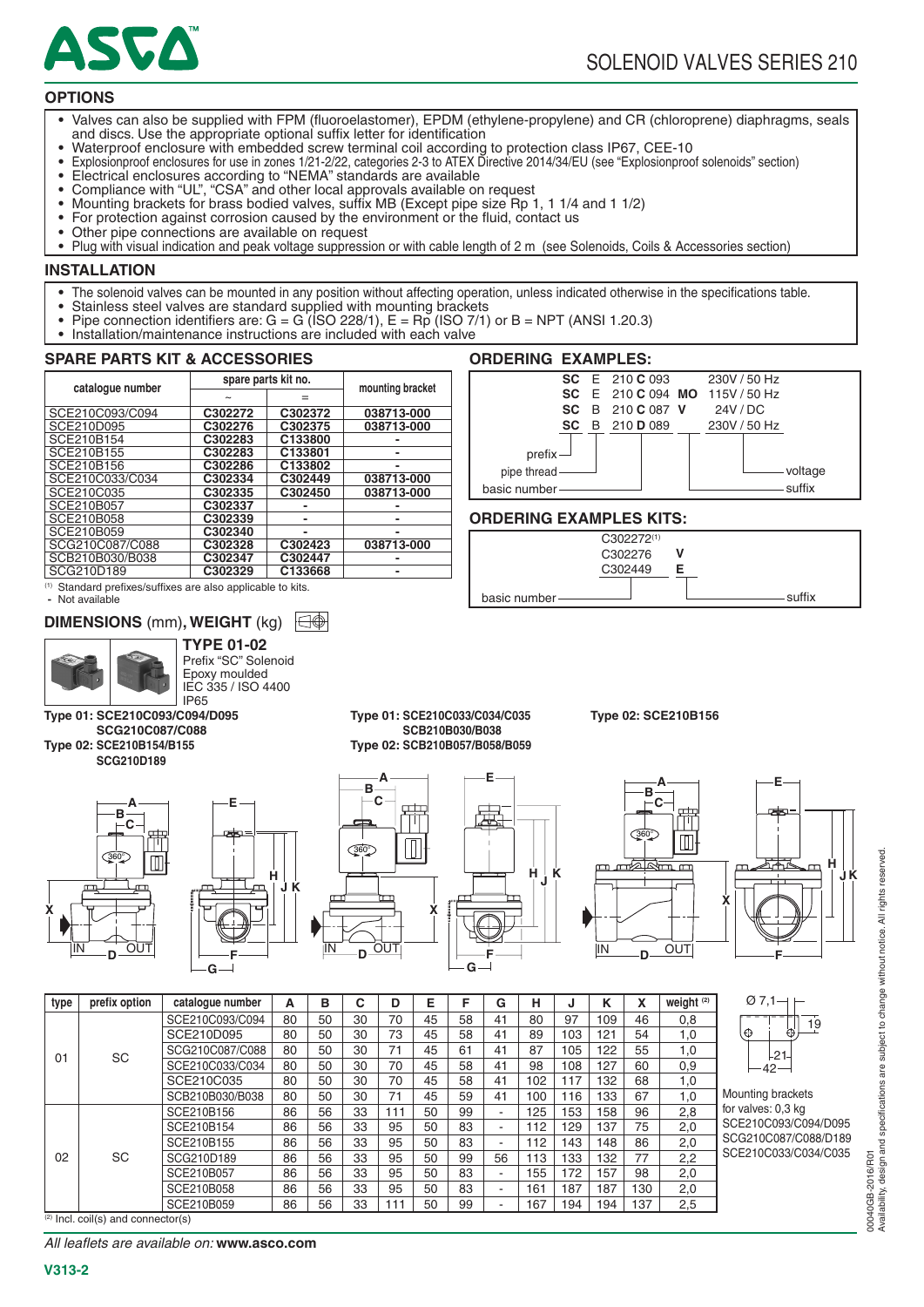# SOLENOID VALVES SERIES 210

## OPTIONS

- Valves can also be supplied with FPM (fluoroelastomer), EPDM (ethylene-propylene) and CR (chloroprene) diaphragms, seals and discs. Use the appropriate optional suffix letter for identification
- Waterproof enclosure with embedded screw terminal coil according to protection class IP67, CEE-10
- Explosionproof enclosures for use in zones 1/21-2/22, categories 2-3 to ATEX Directive 2014/34/EU (see "Explosionproof solenoids" section)
- Electrical enclosures according to "NEMA" standards are available
- Compliance with "UL", "CSA" and other local approvals available on request
- Mounting brackets for brass bodied valves, suffix MB (Except pipe size Rp 1, 1 1/4 and 1 1/2)
- For protection against corrosion caused by the environment or the fluid, contact us
- Other pipe connections are available on request
- Plug with visual indication and peak voltage suppression or with cable length of 2 m (see Solenoids, Coils & Accessories section)

## INSTALLATION

- The solenoid valves can be mounted in any position without affecting operation, unless indicated otherwise in the specifications table.
- Stainless steel valves are standard supplied with mounting brackets
- Pipe connection identifiers are: G = G (ISO 228/1), E = Rp (ISO 7/1) or B = NPT (ANSI 1.20.3)
- Installation/maintenance instructions are included with each valve

## SPARE PARTS KIT & ACCESSORIES

| catalogue number | spare parts kit no. ~ | spare parts kit no. = | mounting bracket |
|---|---|---|---|
| SCE210C093/C094 | C302272 | C302372 | 038713-000 |
| SCE210D095 | C302276 | C302375 | 038713-000 |
| SCE210B154 | C302283 | C133800 | - |
| SCE210B155 | C302283 | C133801 | - |
| SCE210B156 | C302286 | C133802 | - |
| SCE210C033/C034 | C302334 | C302449 | 038713-000 |
| SCE210C035 | C302335 | C302450 | 038713-000 |
| SCE210B057 | C302337 | - | - |
| SCE210B058 | C302339 | - | - |
| SCE210B059 | C302340 | - | - |
| SCG210C087/C088 | C302328 | C302423 | 038713-000 |
| SCB210B030/B038 | C302347 | C302447 | - |
| SCG210D189 | C302329 | C133668 | - |

(1) Standard prefixes/suffixes are also applicable to kits.
- Not available

## ORDERING EXAMPLES:

```
SC  E  210 C 093        230V / 50 Hz
SC  E  210 C 094  MO    115V / 50 Hz
SC  B  210 C 087  V      24V / DC
SC  B  210 D 089        230V / 50 Hz
```

prefix; pipe thread; basic number; voltage; suffix

## ORDERING EXAMPLES KITS:

```
C302272(1)
C302276   V
C302449   E
```

basic number; suffix

## DIMENSIONS (mm), WEIGHT (kg)

**TYPE 01-02**
Prefix "SC" Solenoid
Epoxy moulded
IEC 335 / ISO 4400
IP65

**Type 01: SCE210C093/C094/D095**
**SCG210C087/C088**
**Type 02: SCE210B154/B155**
**SCG210D189**

**Type 01: SCE210C033/C034/C035**
**SCB210B030/B038**
**Type 02: SCB210B057/B058/B059**

**Type 02: SCE210B156**

| type | prefix option | catalogue number | A | B | C | D | E | F | G | H | J | K | X | weight (2) |
|---|---|---|---|---|---|---|---|---|---|---|---|---|---|---|
| 01 | SC | SCE210C093/C094 | 80 | 50 | 30 | 70 | 45 | 58 | 41 | 80 | 97 | 109 | 46 | 0,8 |
| | | SCE210D095 | 80 | 50 | 30 | 73 | 45 | 58 | 41 | 89 | 103 | 121 | 54 | 1,0 |
| | | SCG210C087/C088 | 80 | 50 | 30 | 71 | 45 | 61 | 41 | 87 | 105 | 122 | 55 | 1,0 |
| | | SCE210C033/C034 | 80 | 50 | 30 | 70 | 45 | 58 | 41 | 98 | 108 | 127 | 60 | 0,9 |
| | | SCE210C035 | 80 | 50 | 30 | 70 | 45 | 58 | 41 | 102 | 117 | 132 | 68 | 1,0 |
| | | SCB210B030/B038 | 80 | 50 | 30 | 71 | 45 | 59 | 41 | 100 | 116 | 133 | 67 | 1,0 |
| 02 | SC | SCE210B156 | 86 | 56 | 33 | 111 | 50 | 99 | - | 125 | 153 | 158 | 96 | 2,8 |
| | | SCE210B154 | 86 | 56 | 33 | 95 | 50 | 83 | - | 112 | 129 | 137 | 75 | 2,0 |
| | | SCE210B155 | 86 | 56 | 33 | 95 | 50 | 83 | - | 112 | 143 | 148 | 86 | 2,0 |
| | | SCG210D189 | 86 | 56 | 33 | 95 | 50 | 99 | 56 | 113 | 133 | 132 | 77 | 2,2 |
| | | SCE210B057 | 86 | 56 | 33 | 95 | 50 | 83 | - | 155 | 172 | 157 | 98 | 2,0 |
| | | SCE210B058 | 86 | 56 | 33 | 95 | 50 | 83 | - | 161 | 187 | 187 | 130 | 2,0 |
| | | SCE210B059 | 86 | 56 | 33 | 111 | 50 | 99 | - | 167 | 194 | 194 | 137 | 2,5 |

(2) Incl. coil(s) and connector(s)

Ø 7,1 — 19 — 21 — 42

Mounting brackets for valves: 0,3 kg
SCE210C093/C094/D095
SCG210C087/C088/D189
SCE210C033/C034/C035

*All leaflets are available on:* **www.asco.com**

00040GB-2016/R01
Availability, design and specifications are subject to change without notice. All rights reserved.

**V313-2**